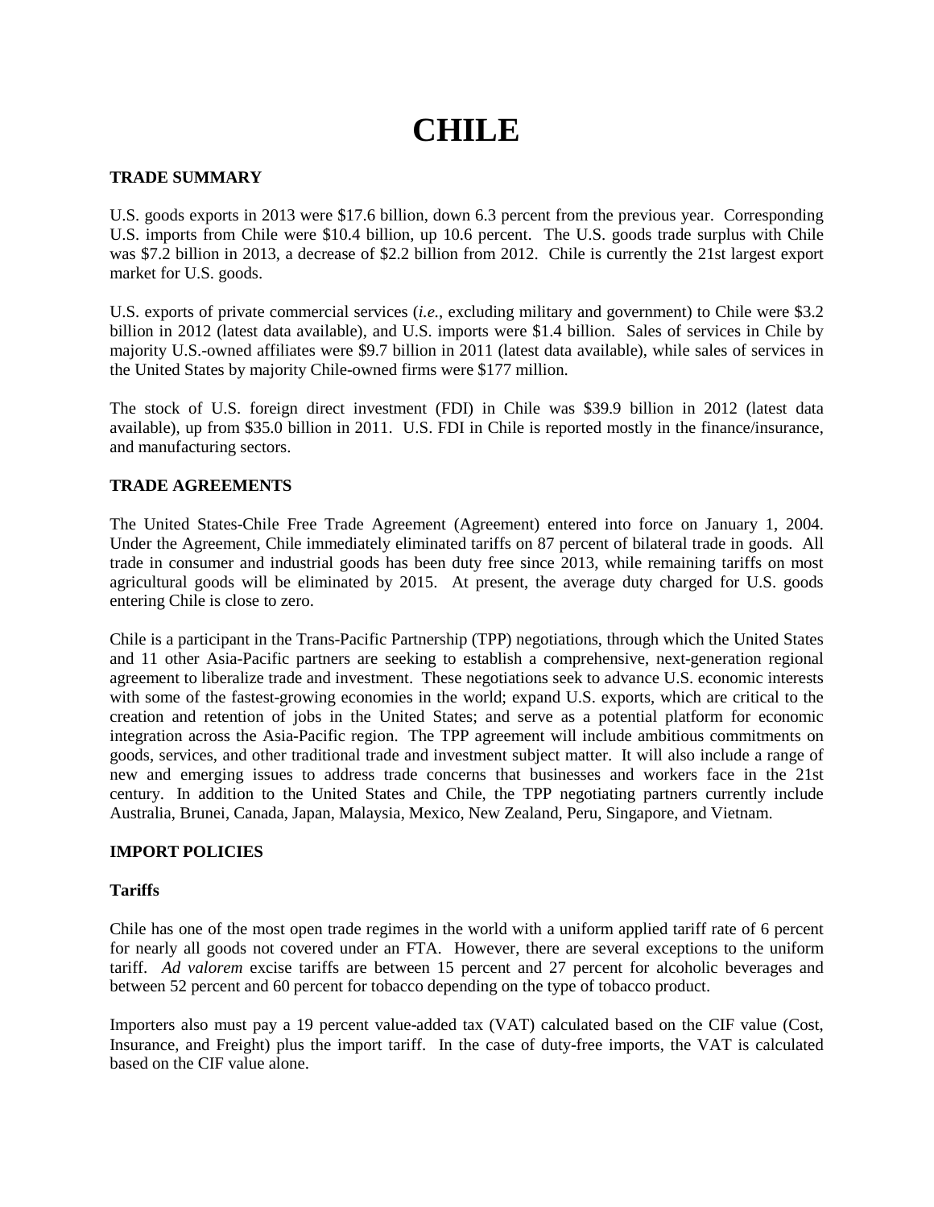# CHILE

## TRADE SUMMARY

U.S. goods exports in 2013 were $17.6 billion, down 6.3 percent from the previous year. Corresponding U.S. imports from Chile were $10.4 billion, up 10.6 percent. The U.S. goods trade surplus with Chile was $7.2 billion in 2013, a decrease of $2.2 billion from 2012. Chile is currently the 21st largest export market for U.S. goods.

U.S. exports of private commercial services (*i.e.*, excluding military and government) to Chile were $3.2 billion in 2012 (latest data available), and U.S. imports were $1.4 billion. Sales of services in Chile by majority U.S.-owned affiliates were $9.7 billion in 2011 (latest data available), while sales of services in the United States by majority Chile-owned firms were $177 million.

The stock of U.S. foreign direct investment (FDI) in Chile was $39.9 billion in 2012 (latest data available), up from $35.0 billion in 2011. U.S. FDI in Chile is reported mostly in the finance/insurance, and manufacturing sectors.

## TRADE AGREEMENTS

The United States-Chile Free Trade Agreement (Agreement) entered into force on January 1, 2004. Under the Agreement, Chile immediately eliminated tariffs on 87 percent of bilateral trade in goods. All trade in consumer and industrial goods has been duty free since 2013, while remaining tariffs on most agricultural goods will be eliminated by 2015. At present, the average duty charged for U.S. goods entering Chile is close to zero.

Chile is a participant in the Trans-Pacific Partnership (TPP) negotiations, through which the United States and 11 other Asia-Pacific partners are seeking to establish a comprehensive, next-generation regional agreement to liberalize trade and investment. These negotiations seek to advance U.S. economic interests with some of the fastest-growing economies in the world; expand U.S. exports, which are critical to the creation and retention of jobs in the United States; and serve as a potential platform for economic integration across the Asia-Pacific region. The TPP agreement will include ambitious commitments on goods, services, and other traditional trade and investment subject matter. It will also include a range of new and emerging issues to address trade concerns that businesses and workers face in the 21st century. In addition to the United States and Chile, the TPP negotiating partners currently include Australia, Brunei, Canada, Japan, Malaysia, Mexico, New Zealand, Peru, Singapore, and Vietnam.

## IMPORT POLICIES

### Tariffs

Chile has one of the most open trade regimes in the world with a uniform applied tariff rate of 6 percent for nearly all goods not covered under an FTA. However, there are several exceptions to the uniform tariff. *Ad valorem* excise tariffs are between 15 percent and 27 percent for alcoholic beverages and between 52 percent and 60 percent for tobacco depending on the type of tobacco product.

Importers also must pay a 19 percent value-added tax (VAT) calculated based on the CIF value (Cost, Insurance, and Freight) plus the import tariff. In the case of duty-free imports, the VAT is calculated based on the CIF value alone.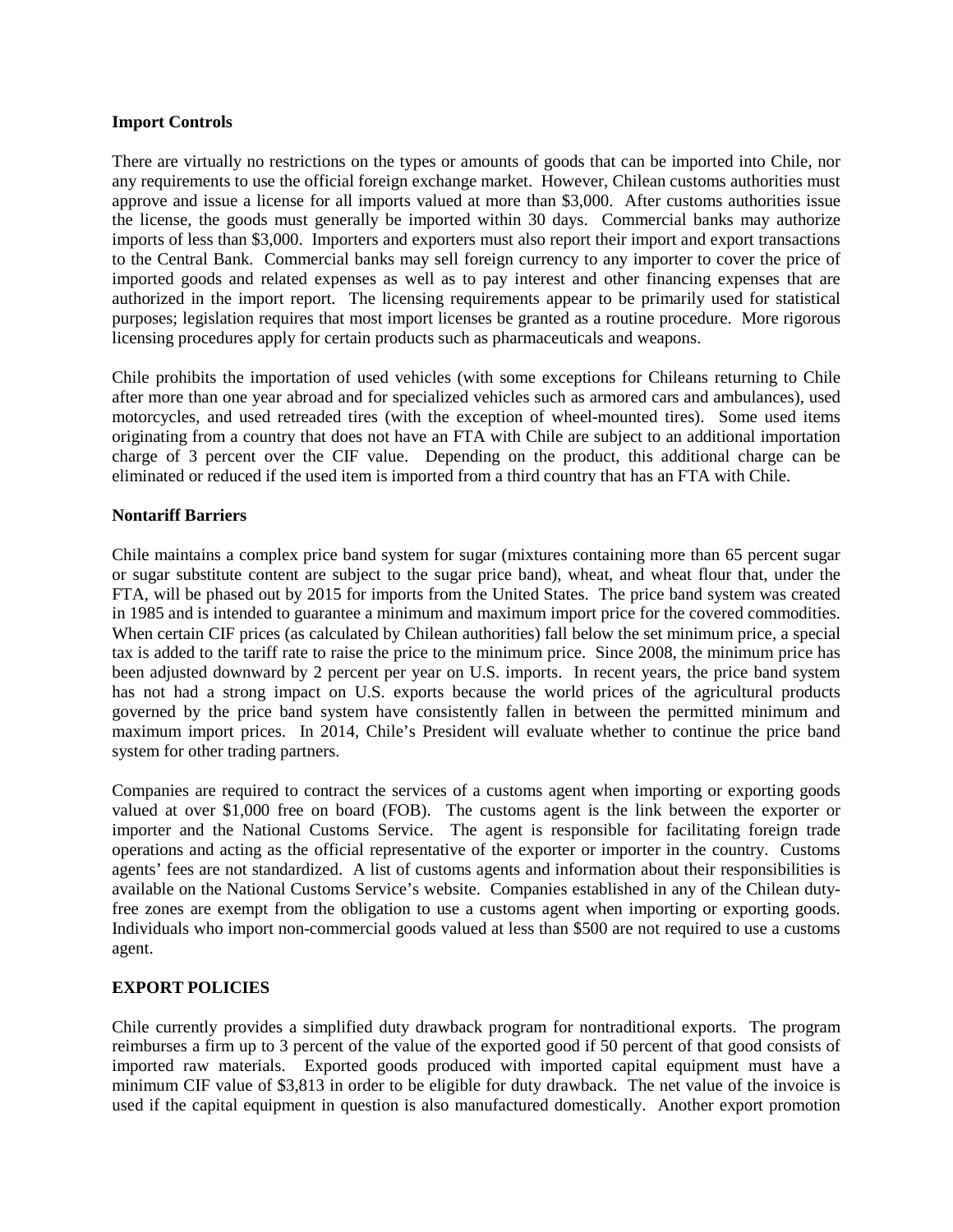**Import Controls**

There are virtually no restrictions on the types or amounts of goods that can be imported into Chile, nor any requirements to use the official foreign exchange market. However, Chilean customs authorities must approve and issue a license for all imports valued at more than $3,000. After customs authorities issue the license, the goods must generally be imported within 30 days. Commercial banks may authorize imports of less than $3,000. Importers and exporters must also report their import and export transactions to the Central Bank. Commercial banks may sell foreign currency to any importer to cover the price of imported goods and related expenses as well as to pay interest and other financing expenses that are authorized in the import report. The licensing requirements appear to be primarily used for statistical purposes; legislation requires that most import licenses be granted as a routine procedure. More rigorous licensing procedures apply for certain products such as pharmaceuticals and weapons.

Chile prohibits the importation of used vehicles (with some exceptions for Chileans returning to Chile after more than one year abroad and for specialized vehicles such as armored cars and ambulances), used motorcycles, and used retreaded tires (with the exception of wheel-mounted tires). Some used items originating from a country that does not have an FTA with Chile are subject to an additional importation charge of 3 percent over the CIF value. Depending on the product, this additional charge can be eliminated or reduced if the used item is imported from a third country that has an FTA with Chile.

**Nontariff Barriers**

Chile maintains a complex price band system for sugar (mixtures containing more than 65 percent sugar or sugar substitute content are subject to the sugar price band), wheat, and wheat flour that, under the FTA, will be phased out by 2015 for imports from the United States. The price band system was created in 1985 and is intended to guarantee a minimum and maximum import price for the covered commodities. When certain CIF prices (as calculated by Chilean authorities) fall below the set minimum price, a special tax is added to the tariff rate to raise the price to the minimum price. Since 2008, the minimum price has been adjusted downward by 2 percent per year on U.S. imports. In recent years, the price band system has not had a strong impact on U.S. exports because the world prices of the agricultural products governed by the price band system have consistently fallen in between the permitted minimum and maximum import prices. In 2014, Chile's President will evaluate whether to continue the price band system for other trading partners.

Companies are required to contract the services of a customs agent when importing or exporting goods valued at over $1,000 free on board (FOB). The customs agent is the link between the exporter or importer and the National Customs Service. The agent is responsible for facilitating foreign trade operations and acting as the official representative of the exporter or importer in the country. Customs agents' fees are not standardized. A list of customs agents and information about their responsibilities is available on the National Customs Service's website. Companies established in any of the Chilean duty-free zones are exempt from the obligation to use a customs agent when importing or exporting goods. Individuals who import non-commercial goods valued at less than $500 are not required to use a customs agent.

**EXPORT POLICIES**

Chile currently provides a simplified duty drawback program for nontraditional exports. The program reimburses a firm up to 3 percent of the value of the exported good if 50 percent of that good consists of imported raw materials. Exported goods produced with imported capital equipment must have a minimum CIF value of $3,813 in order to be eligible for duty drawback. The net value of the invoice is used if the capital equipment in question is also manufactured domestically. Another export promotion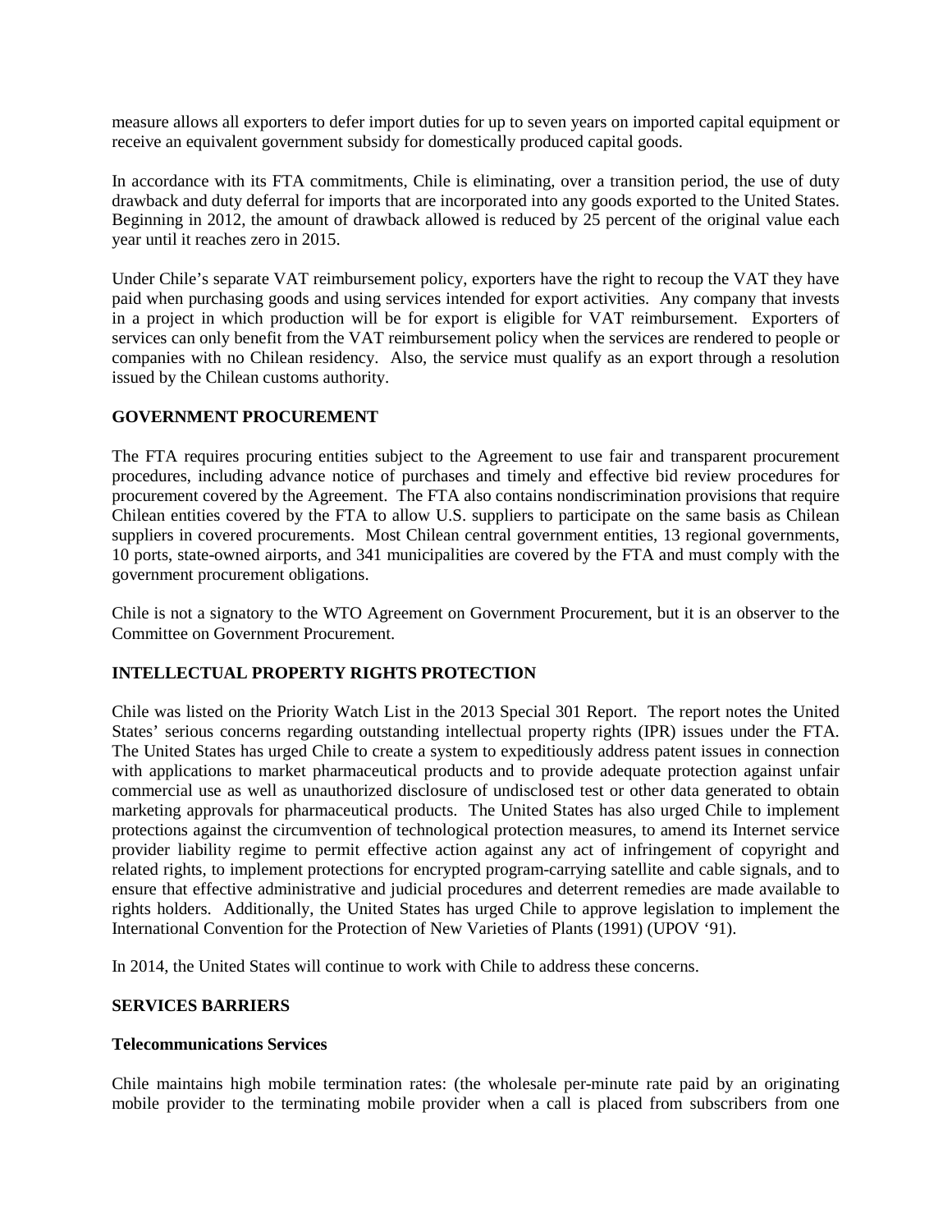measure allows all exporters to defer import duties for up to seven years on imported capital equipment or receive an equivalent government subsidy for domestically produced capital goods.

In accordance with its FTA commitments, Chile is eliminating, over a transition period, the use of duty drawback and duty deferral for imports that are incorporated into any goods exported to the United States. Beginning in 2012, the amount of drawback allowed is reduced by 25 percent of the original value each year until it reaches zero in 2015.

Under Chile's separate VAT reimbursement policy, exporters have the right to recoup the VAT they have paid when purchasing goods and using services intended for export activities. Any company that invests in a project in which production will be for export is eligible for VAT reimbursement. Exporters of services can only benefit from the VAT reimbursement policy when the services are rendered to people or companies with no Chilean residency. Also, the service must qualify as an export through a resolution issued by the Chilean customs authority.

## GOVERNMENT PROCUREMENT

The FTA requires procuring entities subject to the Agreement to use fair and transparent procurement procedures, including advance notice of purchases and timely and effective bid review procedures for procurement covered by the Agreement. The FTA also contains nondiscrimination provisions that require Chilean entities covered by the FTA to allow U.S. suppliers to participate on the same basis as Chilean suppliers in covered procurements. Most Chilean central government entities, 13 regional governments, 10 ports, state-owned airports, and 341 municipalities are covered by the FTA and must comply with the government procurement obligations.

Chile is not a signatory to the WTO Agreement on Government Procurement, but it is an observer to the Committee on Government Procurement.

## INTELLECTUAL PROPERTY RIGHTS PROTECTION

Chile was listed on the Priority Watch List in the 2013 Special 301 Report. The report notes the United States' serious concerns regarding outstanding intellectual property rights (IPR) issues under the FTA. The United States has urged Chile to create a system to expeditiously address patent issues in connection with applications to market pharmaceutical products and to provide adequate protection against unfair commercial use as well as unauthorized disclosure of undisclosed test or other data generated to obtain marketing approvals for pharmaceutical products. The United States has also urged Chile to implement protections against the circumvention of technological protection measures, to amend its Internet service provider liability regime to permit effective action against any act of infringement of copyright and related rights, to implement protections for encrypted program-carrying satellite and cable signals, and to ensure that effective administrative and judicial procedures and deterrent remedies are made available to rights holders. Additionally, the United States has urged Chile to approve legislation to implement the International Convention for the Protection of New Varieties of Plants (1991) (UPOV '91).

In 2014, the United States will continue to work with Chile to address these concerns.

## SERVICES BARRIERS

### Telecommunications Services

Chile maintains high mobile termination rates: (the wholesale per-minute rate paid by an originating mobile provider to the terminating mobile provider when a call is placed from subscribers from one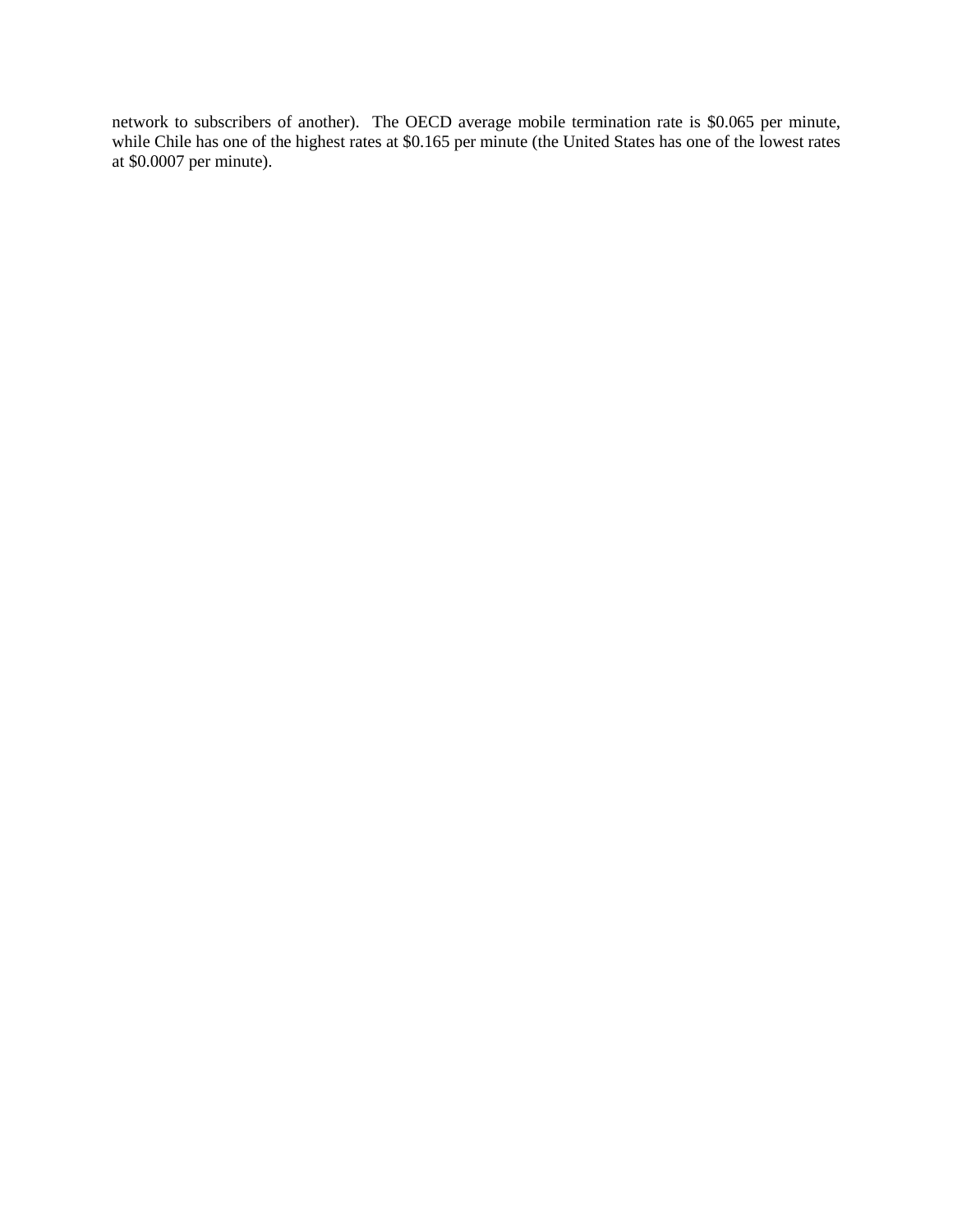network to subscribers of another). The OECD average mobile termination rate is $0.065 per minute, while Chile has one of the highest rates at $0.165 per minute (the United States has one of the lowest rates at $0.0007 per minute).